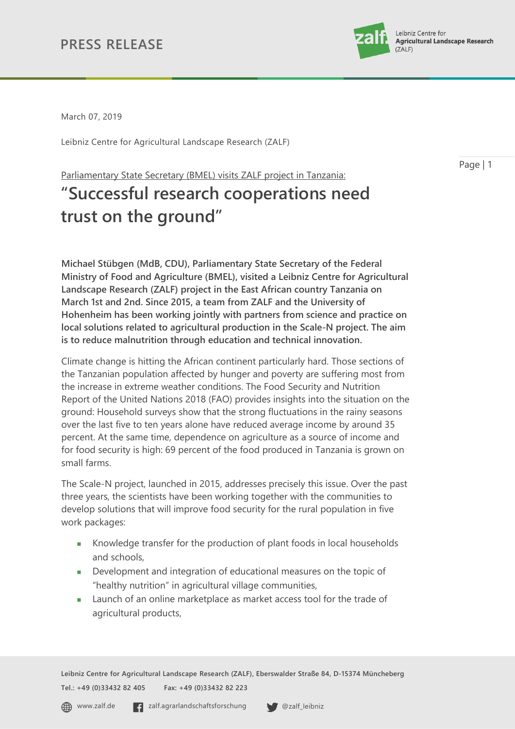# PRESS RELEASE

March 07, 2019

Leibniz Centre for Agricultural Landscape Research (ZALF)

Parliamentary State Secretary (BMEL) visits ZALF project in Tanzania:

## "Successful research cooperations need trust on the ground"

**Michael Stübgen (MdB, CDU), Parliamentary State Secretary of the Federal Ministry of Food and Agriculture (BMEL), visited a Leibniz Centre for Agricultural Landscape Research (ZALF) project in the East African country Tanzania on March 1st and 2nd. Since 2015, a team from ZALF and the University of Hohenheim has been working jointly with partners from science and practice on local solutions related to agricultural production in the Scale-N project. The aim is to reduce malnutrition through education and technical innovation.**

Climate change is hitting the African continent particularly hard. Those sections of the Tanzanian population affected by hunger and poverty are suffering most from the increase in extreme weather conditions. The Food Security and Nutrition Report of the United Nations 2018 (FAO) provides insights into the situation on the ground: Household surveys show that the strong fluctuations in the rainy seasons over the last five to ten years alone have reduced average income by around 35 percent. At the same time, dependence on agriculture as a source of income and for food security is high: 69 percent of the food produced in Tanzania is grown on small farms.

The Scale-N project, launched in 2015, addresses precisely this issue. Over the past three years, the scientists have been working together with the communities to develop solutions that will improve food security for the rural population in five work packages:

- Knowledge transfer for the production of plant foods in local households and schools,
- Development and integration of educational measures on the topic of "healthy nutrition" in agricultural village communities,
- Launch of an online marketplace as market access tool for the trade of agricultural products,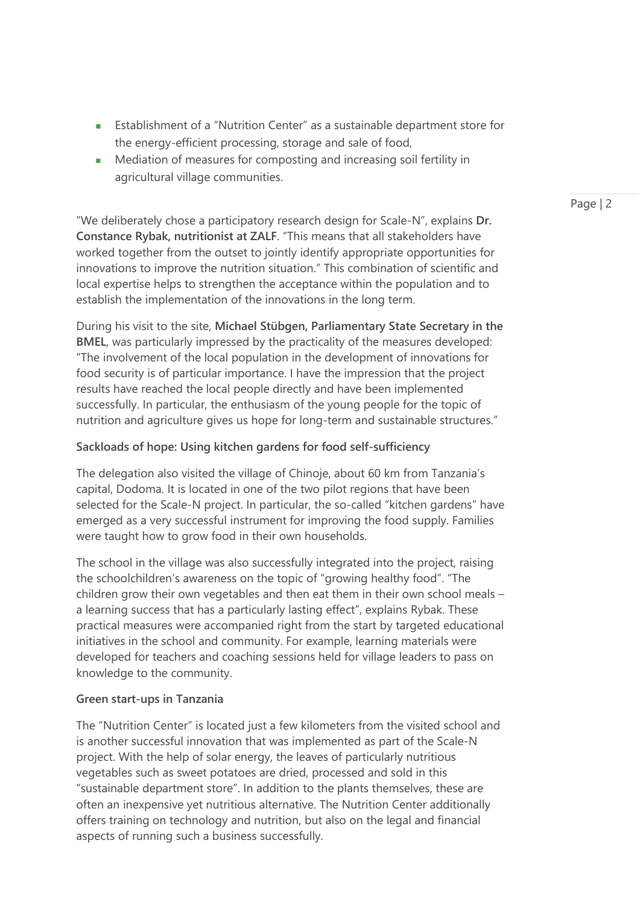- Establishment of a "Nutrition Center" as a sustainable department store for the energy-efficient processing, storage and sale of food,
- Mediation of measures for composting and increasing soil fertility in agricultural village communities.

"We deliberately chose a participatory research design for Scale-N", explains **Dr. Constance Rybak, nutritionist at ZALF**. "This means that all stakeholders have worked together from the outset to jointly identify appropriate opportunities for innovations to improve the nutrition situation." This combination of scientific and local expertise helps to strengthen the acceptance within the population and to establish the implementation of the innovations in the long term.

During his visit to the site, **Michael Stübgen, Parliamentary State Secretary in the BMEL**, was particularly impressed by the practicality of the measures developed: "The involvement of the local population in the development of innovations for food security is of particular importance. I have the impression that the project results have reached the local people directly and have been implemented successfully. In particular, the enthusiasm of the young people for the topic of nutrition and agriculture gives us hope for long-term and sustainable structures."

**Sackloads of hope: Using kitchen gardens for food self-sufficiency**

The delegation also visited the village of Chinoje, about 60 km from Tanzania's capital, Dodoma. It is located in one of the two pilot regions that have been selected for the Scale-N project. In particular, the so-called "kitchen gardens" have emerged as a very successful instrument for improving the food supply. Families were taught how to grow food in their own households.

The school in the village was also successfully integrated into the project, raising the schoolchildren's awareness on the topic of "growing healthy food". "The children grow their own vegetables and then eat them in their own school meals – a learning success that has a particularly lasting effect", explains Rybak. These practical measures were accompanied right from the start by targeted educational initiatives in the school and community. For example, learning materials were developed for teachers and coaching sessions held for village leaders to pass on knowledge to the community.

**Green start-ups in Tanzania**

The "Nutrition Center" is located just a few kilometers from the visited school and is another successful innovation that was implemented as part of the Scale-N project. With the help of solar energy, the leaves of particularly nutritious vegetables such as sweet potatoes are dried, processed and sold in this "sustainable department store". In addition to the plants themselves, these are often an inexpensive yet nutritious alternative. The Nutrition Center additionally offers training on technology and nutrition, but also on the legal and financial aspects of running such a business successfully.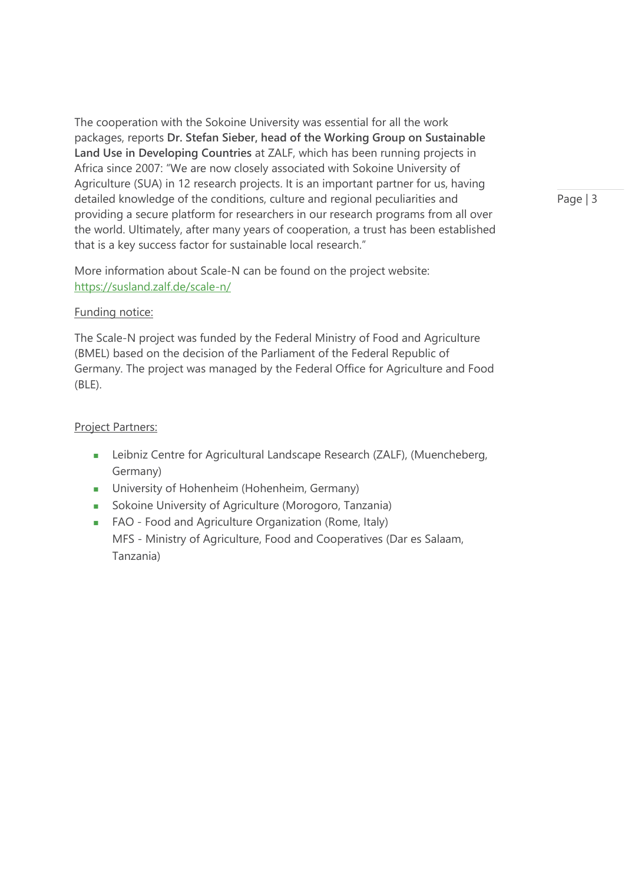The cooperation with the Sokoine University was essential for all the work packages, reports **Dr. Stefan Sieber, head of the Working Group on Sustainable Land Use in Developing Countries** at ZALF, which has been running projects in Africa since 2007: "We are now closely associated with Sokoine University of Agriculture (SUA) in 12 research projects. It is an important partner for us, having detailed knowledge of the conditions, culture and regional peculiarities and providing a secure platform for researchers in our research programs from all over the world. Ultimately, after many years of cooperation, a trust has been established that is a key success factor for sustainable local research."

More information about Scale-N can be found on the project website: https://susland.zalf.de/scale-n/

Funding notice:

The Scale-N project was funded by the Federal Ministry of Food and Agriculture (BMEL) based on the decision of the Parliament of the Federal Republic of Germany. The project was managed by the Federal Office for Agriculture and Food (BLE).

Project Partners:

- Leibniz Centre for Agricultural Landscape Research (ZALF), (Muencheberg, Germany)
- University of Hohenheim (Hohenheim, Germany)
- Sokoine University of Agriculture (Morogoro, Tanzania)
- FAO - Food and Agriculture Organization (Rome, Italy)
  MFS - Ministry of Agriculture, Food and Cooperatives (Dar es Salaam, Tanzania)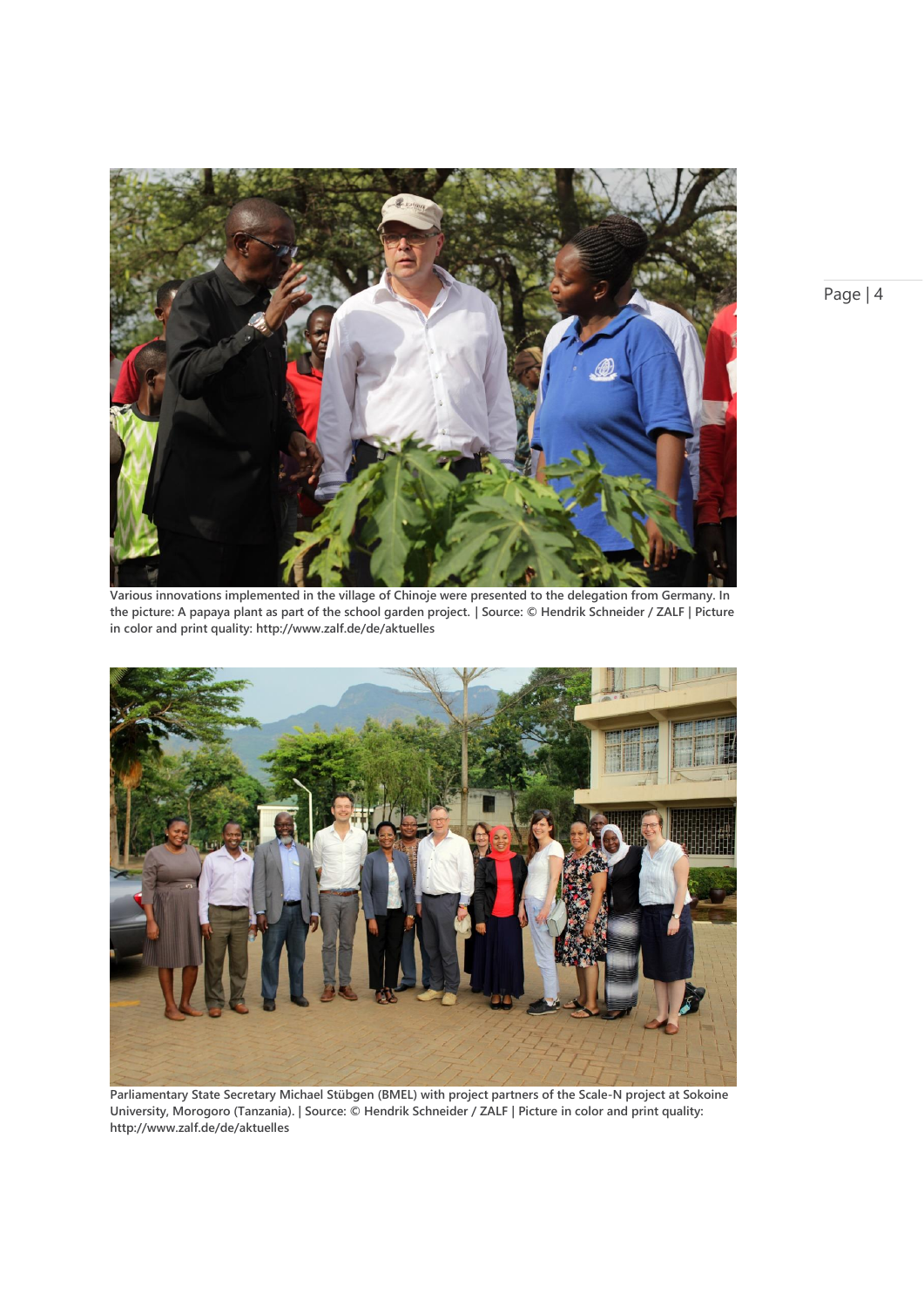Various innovations implemented in the village of Chinoje were presented to the delegation from Germany. In the picture: A papaya plant as part of the school garden project. | Source: © Hendrik Schneider / ZALF | Picture in color and print quality: http://www.zalf.de/de/aktuelles

Parliamentary State Secretary Michael Stübgen (BMEL) with project partners of the Scale-N project at Sokoine University, Morogoro (Tanzania). | Source: © Hendrik Schneider / ZALF | Picture in color and print quality: http://www.zalf.de/de/aktuelles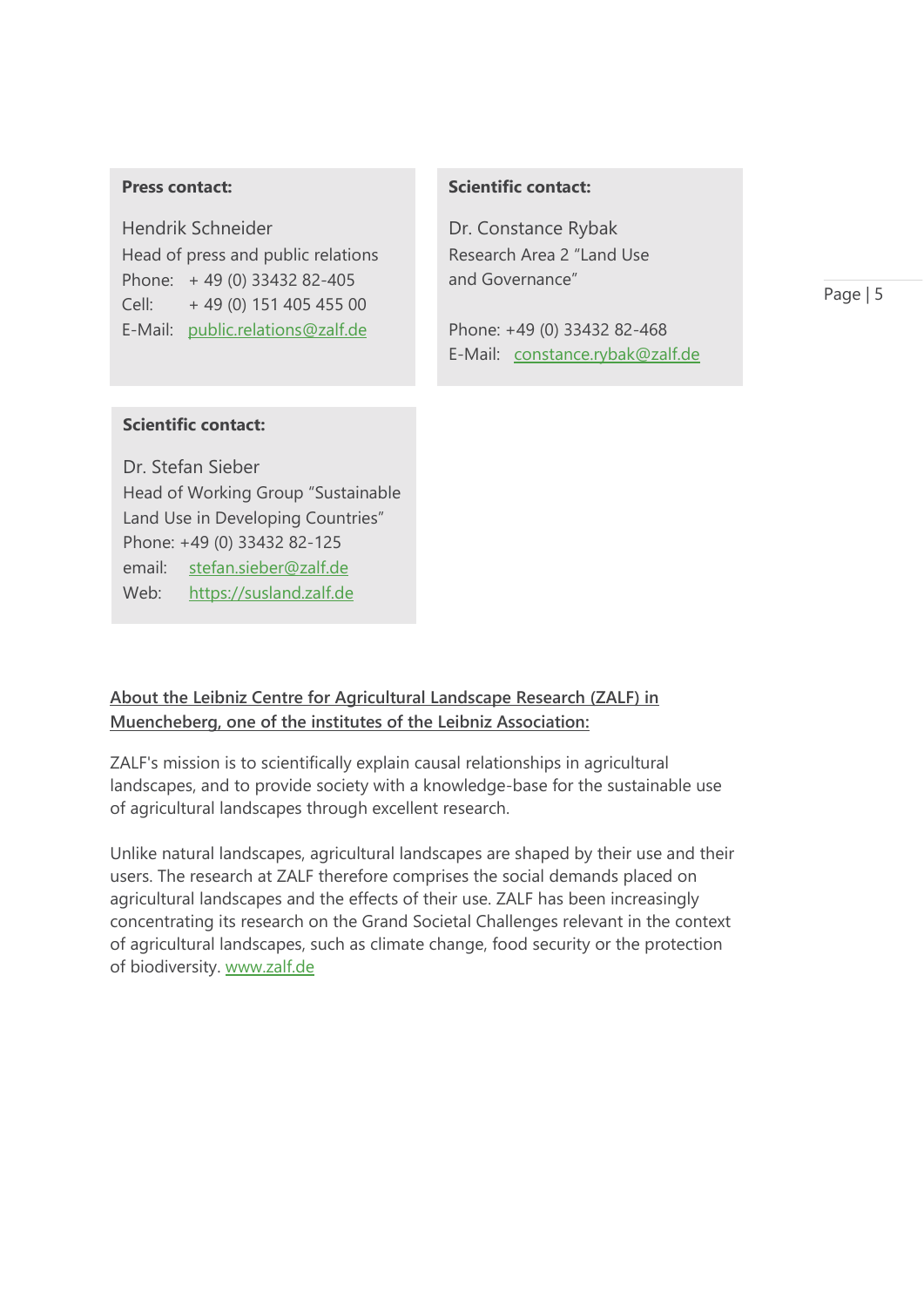**Press contact:**

Hendrik Schneider
Head of press and public relations
Phone: + 49 (0) 33432 82-405
Cell: + 49 (0) 151 405 455 00
E-Mail: public.relations@zalf.de

**Scientific contact:**

Dr. Constance Rybak
Research Area 2 "Land Use and Governance"

Phone: +49 (0) 33432 82-468
E-Mail: constance.rybak@zalf.de

**Scientific contact:**

Dr. Stefan Sieber
Head of Working Group "Sustainable Land Use in Developing Countries"
Phone: +49 (0) 33432 82-125
email: stefan.sieber@zalf.de
Web: https://susland.zalf.de

**About the Leibniz Centre for Agricultural Landscape Research (ZALF) in Muencheberg, one of the institutes of the Leibniz Association:**

ZALF's mission is to scientifically explain causal relationships in agricultural landscapes, and to provide society with a knowledge-base for the sustainable use of agricultural landscapes through excellent research.

Unlike natural landscapes, agricultural landscapes are shaped by their use and their users. The research at ZALF therefore comprises the social demands placed on agricultural landscapes and the effects of their use. ZALF has been increasingly concentrating its research on the Grand Societal Challenges relevant in the context of agricultural landscapes, such as climate change, food security or the protection of biodiversity. www.zalf.de